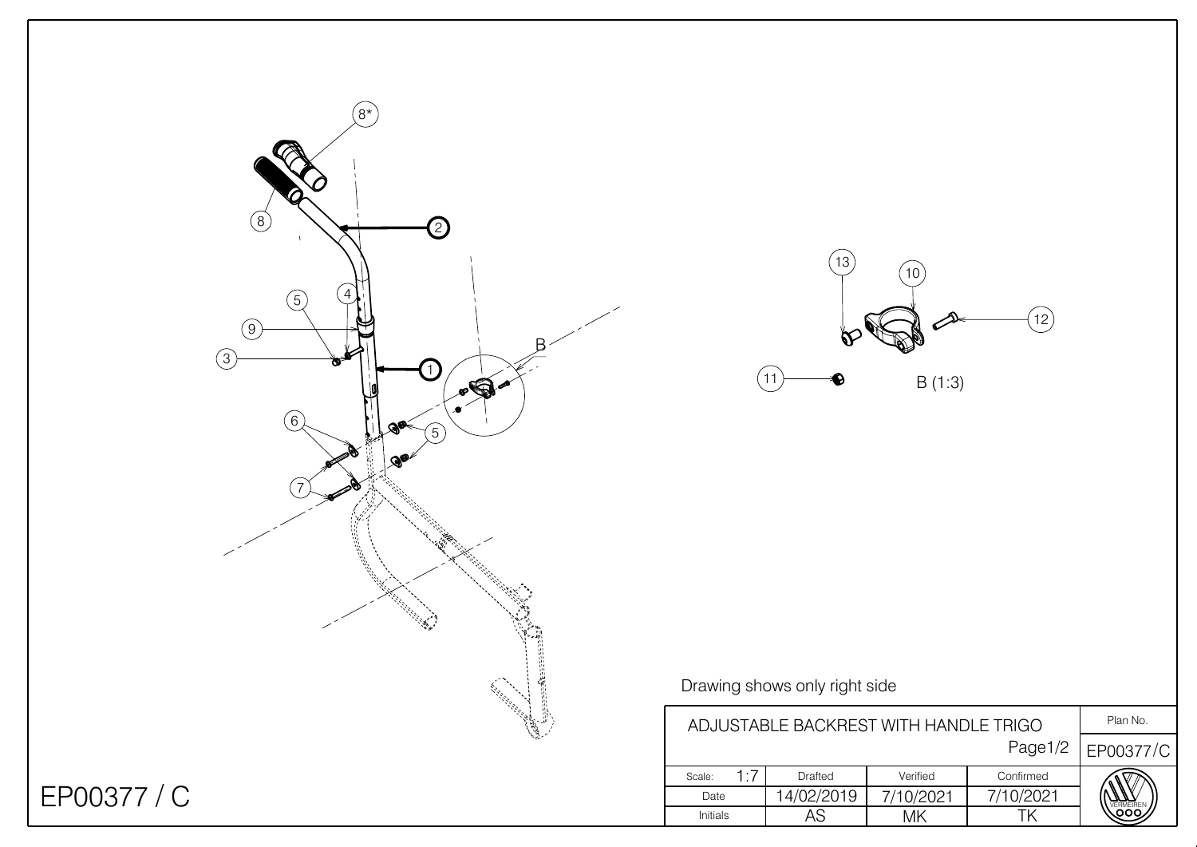8*

8

2

5

4

9

3

1

B

6

5

7

13

10

12

11

B (1:3)

Drawing shows only right side

| ADJUSTABLE BACKREST WITH HANDLE TRIGO | | | Page1/2 | Plan No. |
|---|---|---|---|---|
| | | | | EP00377/C |
| Scale: 1:7 | Drafted | Verified | Confirmed | |
| Date | 14/02/2019 | 7/10/2021 | 7/10/2021 | |
| Initials | AS | MK | TK | VERMEIREN |

EP00377 / C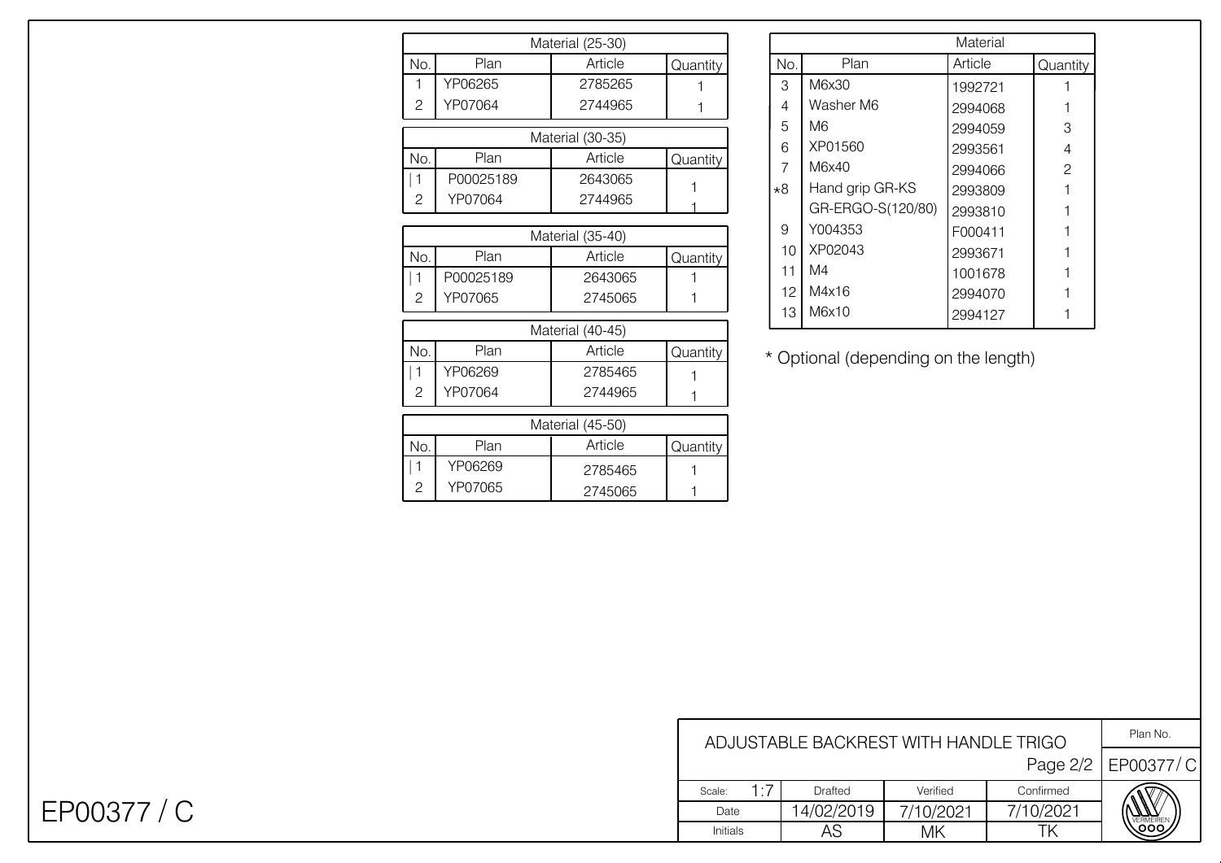| Material (25-30) | | | |
|---|---|---|---|
| No. | Plan | Article | Quantity |
| 1 | YP06265 | 2785265 | 1 |
| 2 | YP07064 | 2744965 | 1 |

| Material (30-35) | | | |
|---|---|---|---|
| No. | Plan | Article | Quantity |
| 1 | P00025189 | 2643065 | 1 |
| 2 | YP07064 | 2744965 | 1 |

| Material (35-40) | | | |
|---|---|---|---|
| No. | Plan | Article | Quantity |
| 1 | P00025189 | 2643065 | 1 |
| 2 | YP07065 | 2745065 | 1 |

| Material (40-45) | | | |
|---|---|---|---|
| No. | Plan | Article | Quantity |
| 1 | YP06269 | 2785465 | 1 |
| 2 | YP07064 | 2744965 | 1 |

| Material (45-50) | | | |
|---|---|---|---|
| No. | Plan | Article | Quantity |
| 1 | YP06269 | 2785465 | 1 |
| 2 | YP07065 | 2745065 | 1 |

| Material | | | |
|---|---|---|---|
| No. | Plan | Article | Quantity |
| 3 | M6x30 | 1992721 | 1 |
| 4 | Washer M6 | 2994068 | 1 |
| 5 | M6 | 2994059 | 3 |
| 6 | XP01560 | 2993561 | 4 |
| 7 | M6x40 | 2994066 | 2 |
| *8 | Hand grip GR-KS | 2993809 | 1 |
| | GR-ERGO-S(120/80) | 2993810 | 1 |
| 9 | Y004353 | F000411 | 1 |
| 10 | XP02043 | 2993671 | 1 |
| 11 | M4 | 1001678 | 1 |
| 12 | M4x16 | 2994070 | 1 |
| 13 | M6x10 | 2994127 | 1 |

* Optional (depending on the length)

| ADJUSTABLE BACKREST WITH HANDLE TRIGO | | | | Plan No. |
|---|---|---|---|---|
| | | | Page 2/2 | EP00377/ C |
| Scale: 1:7 | Drafted | Verified | Confirmed | |
| Date | 14/02/2019 | 7/10/2021 | 7/10/2021 | |
| Initials | AS | MK | TK | VERMEIREN |

EP00377 / C